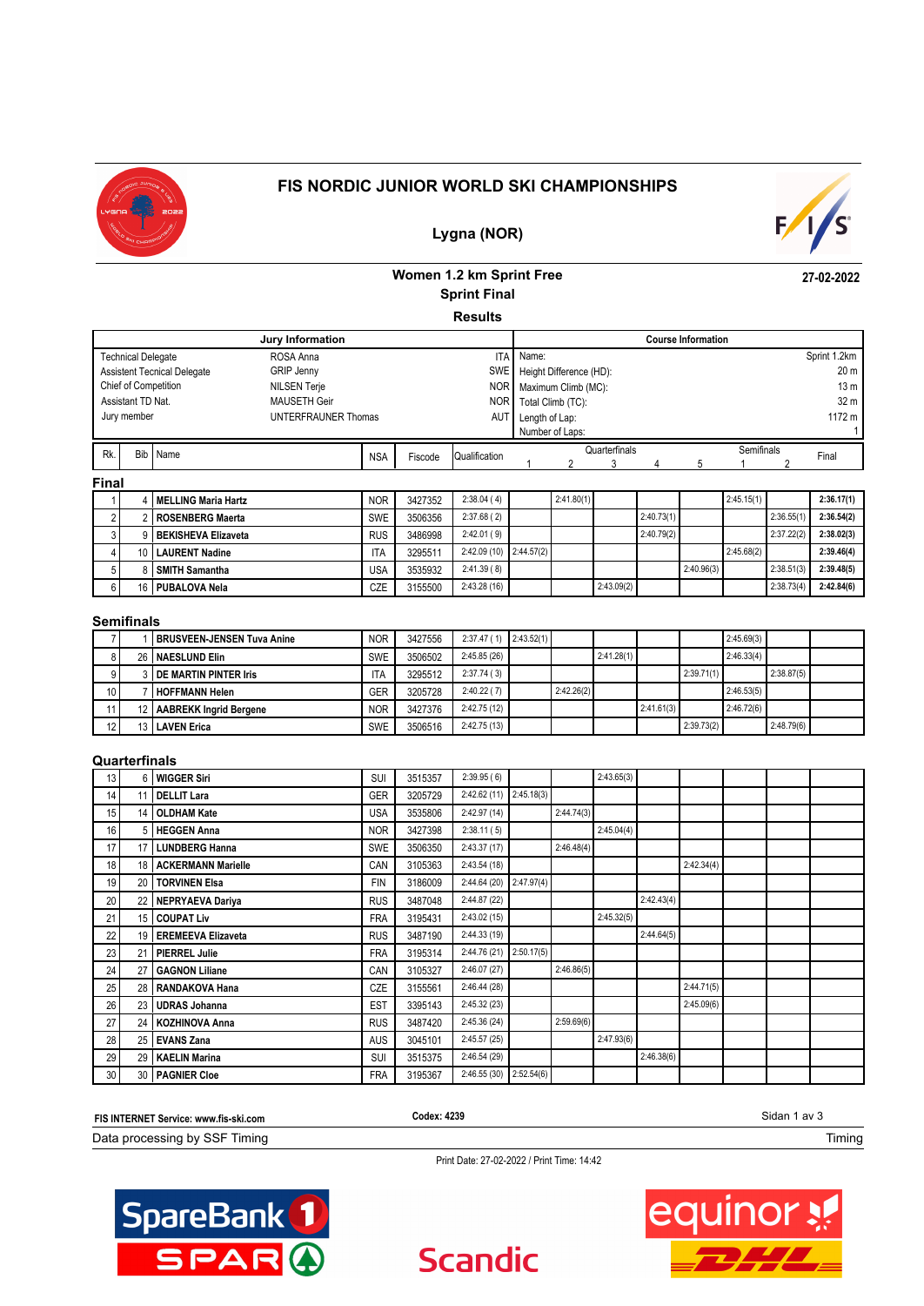# FIS NORDIC JUNIOR WORLD SKI CHAMPIONSHIPS

## Lygna (NOR)

**Women 1.2 km Sprint Free**
**Sprint Final**
**Results**

**27-02-2022**

| Jury Information | | |
|---|---|---|
| Technical Delegate | ROSA Anna | ITA |
| Assistent Tecnical Delegate | GRIP Jenny | SWE |
| Chief of Competition | NILSEN Terje | NOR |
| Assistant TD Nat. | MAUSETH Geir | NOR |
| Jury member | UNTERFRAUNER Thomas | AUT |

| Course Information | |
|---|---|
| Name: | Sprint 1.2km |
| Height Difference (HD): | 20 m |
| Maximum Climb (MC): | 13 m |
| Total Climb (TC): | 32 m |
| Length of Lap: | 1172 m |
| Number of Laps: | 1 |

| Rk. | Bib | Name | NSA | Fiscode | Qualification | Quarterfinals 1 | Quarterfinals 2 | Quarterfinals 3 | Quarterfinals 4 | Quarterfinals 5 | Semifinals 1 | Semifinals 2 | Final |
|---|---|---|---|---|---|---|---|---|---|---|---|---|---|
| **Final** | | | | | | | | | | | | | |
| 1 | 4 | MELLING Maria Hartz | NOR | 3427352 | 2:38.04 ( 4) | | 2:41.80(1) | | | | 2:45.15(1) | | 2:36.17(1) |
| 2 | 2 | ROSENBERG Maerta | SWE | 3506356 | 2:37.68 ( 2) | | | | 2:40.73(1) | | | 2:36.55(1) | 2:36.54(2) |
| 3 | 9 | BEKISHEVA Elizaveta | RUS | 3486998 | 2:42.01 ( 9) | | | | 2:40.79(2) | | | 2:37.22(2) | 2:38.02(3) |
| 4 | 10 | LAURENT Nadine | ITA | 3295511 | 2:42.09 (10) | 2:44.57(2) | | | | | 2:45.68(2) | | 2:39.46(4) |
| 5 | 8 | SMITH Samantha | USA | 3535932 | 2:41.39 ( 8) | | | | | 2:40.96(3) | | 2:38.51(3) | 2:39.48(5) |
| 6 | 16 | PUBALOVA Nela | CZE | 3155500 | 2:43.28 (16) | | | 2:43.09(2) | | | | 2:38.73(4) | 2:42.84(6) |
| **Semifinals** | | | | | | | | | | | | | |
| 7 | 1 | BRUSVEEN-JENSEN Tuva Anine | NOR | 3427556 | 2:37.47 ( 1) | 2:43.52(1) | | | | | 2:45.69(3) | | |
| 8 | 26 | NAESLUND Elin | SWE | 3506502 | 2:45.85 (26) | | | 2:41.28(1) | | | 2:46.33(4) | | |
| 9 | 3 | DE MARTIN PINTER Iris | ITA | 3295512 | 2:37.74 ( 3) | | | | | 2:39.71(1) | | 2:38.87(5) | |
| 10 | 7 | HOFFMANN Helen | GER | 3205728 | 2:40.22 ( 7) | | 2:42.26(2) | | | | 2:46.53(5) | | |
| 11 | 12 | AABREKK Ingrid Bergene | NOR | 3427376 | 2:42.75 (12) | | | | 2:41.61(3) | | 2:46.72(6) | | |
| 12 | 13 | LAVEN Erica | SWE | 3506516 | 2:42.75 (13) | | | | | 2:39.73(2) | | 2:48.79(6) | |
| **Quarterfinals** | | | | | | | | | | | | | |
| 13 | 6 | WIGGER Siri | SUI | 3515357 | 2:39.95 ( 6) | | | 2:43.65(3) | | | | | |
| 14 | 11 | DELLIT Lara | GER | 3205729 | 2:42.62 (11) | 2:45.18(3) | | | | | | | |
| 15 | 14 | OLDHAM Kate | USA | 3535806 | 2:42.97 (14) | | 2:44.74(3) | | | | | | |
| 16 | 5 | HEGGEN Anna | NOR | 3427398 | 2:38.11 ( 5) | | | 2:45.04(4) | | | | | |
| 17 | 17 | LUNDBERG Hanna | SWE | 3506350 | 2:43.37 (17) | | 2:46.48(4) | | | | | | |
| 18 | 18 | ACKERMANN Marielle | CAN | 3105363 | 2:43.54 (18) | | | | | 2:42.34(4) | | | |
| 19 | 20 | TORVINEN Elsa | FIN | 3186009 | 2:44.64 (20) | 2:47.97(4) | | | | | | | |
| 20 | 22 | NEPRYAEVA Dariya | RUS | 3487048 | 2:44.87 (22) | | | | 2:42.43(4) | | | | |
| 21 | 15 | COUPAT Liv | FRA | 3195431 | 2:43.02 (15) | | | 2:45.32(5) | | | | | |
| 22 | 19 | EREMEEVA Elizaveta | RUS | 3487190 | 2:44.33 (19) | | | | 2:44.64(5) | | | | |
| 23 | 21 | PIERREL Julie | FRA | 3195314 | 2:44.76 (21) | 2:50.17(5) | | | | | | | |
| 24 | 27 | GAGNON Liliane | CAN | 3105327 | 2:46.07 (27) | | 2:46.86(5) | | | | | | |
| 25 | 28 | RANDAKOVA Hana | CZE | 3155561 | 2:46.44 (28) | | | | | 2:44.71(5) | | | |
| 26 | 23 | UDRAS Johanna | EST | 3395143 | 2:45.32 (23) | | | | | 2:45.09(6) | | | |
| 27 | 24 | KOZHINOVA Anna | RUS | 3487420 | 2:45.36 (24) | | 2:59.69(6) | | | | | | |
| 28 | 25 | EVANS Zana | AUS | 3045101 | 2:45.57 (25) | | | 2:47.93(6) | | | | | |
| 29 | 29 | KAELIN Marina | SUI | 3515375 | 2:46.54 (29) | | | | 2:46.38(6) | | | | |
| 30 | 30 | PAGNIER Cloe | FRA | 3195367 | 2:46.55 (30) | 2:52.54(6) | | | | | | | |

FIS INTERNET Service: www.fis-ski.com | Codex: 4239

Data processing by SSF Timing | Timing

Print Date: 27-02-2022 / Print Time: 14:42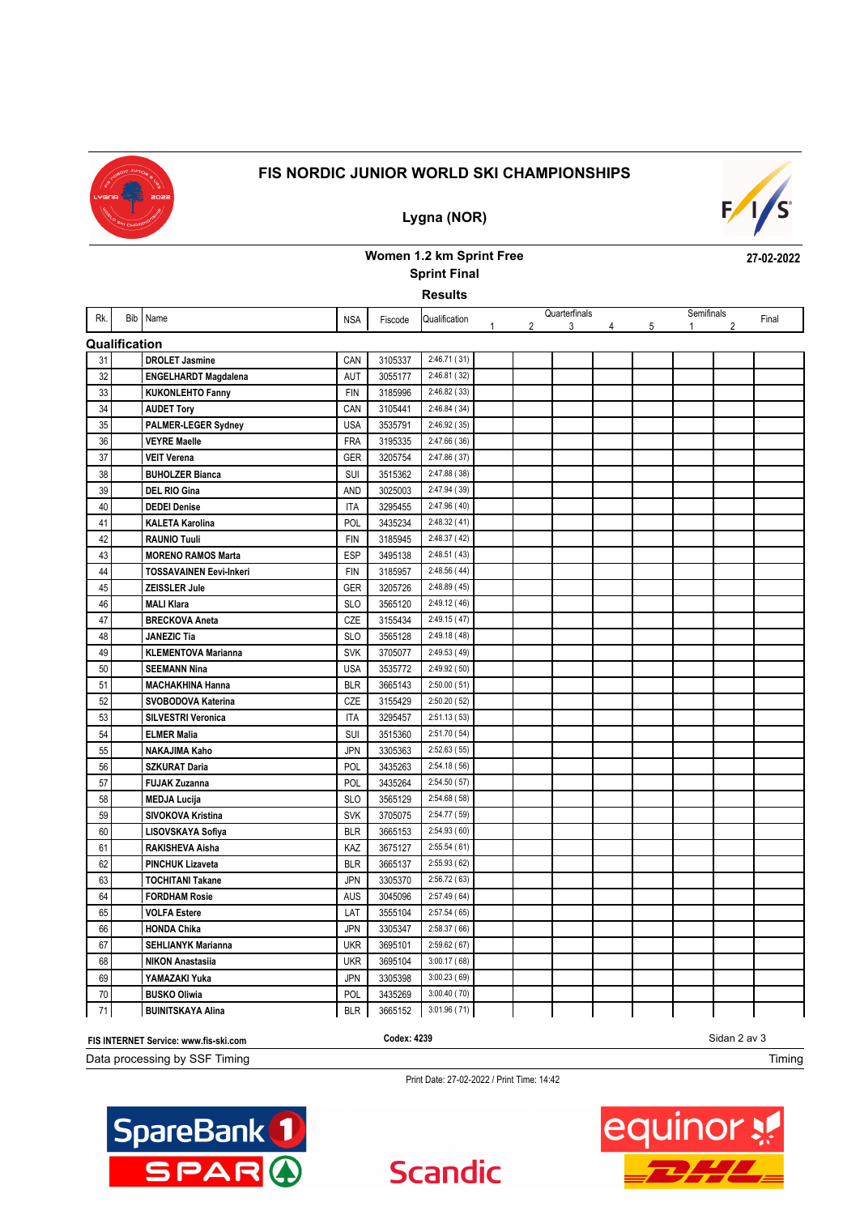# FIS NORDIC JUNIOR WORLD SKI CHAMPIONSHIPS

## Lygna (NOR)

### Women 1.2 km Sprint Free

### Sprint Final

### Results

27-02-2022

| Rk. | Bib | Name | NSA | Fiscode | Qualification | Quarterfinals 1 | 2 | 3 | 4 | 5 | Semifinals 1 | 2 | Final |
|---|---|---|---|---|---|---|---|---|---|---|---|---|---|
| **Qualification** | | | | | | | | | | | | | |
| 31 | | **DROLET Jasmine** | CAN | 3105337 | 2:46.71 ( 31) | | | | | | | | |
| 32 | | **ENGELHARDT Magdalena** | AUT | 3055177 | 2:46.81 ( 32) | | | | | | | | |
| 33 | | **KUKONLEHTO Fanny** | FIN | 3185996 | 2:46.82 ( 33) | | | | | | | | |
| 34 | | **AUDET Tory** | CAN | 3105441 | 2:46.84 ( 34) | | | | | | | | |
| 35 | | **PALMER-LEGER Sydney** | USA | 3535791 | 2:46.92 ( 35) | | | | | | | | |
| 36 | | **VEYRE Maelle** | FRA | 3195335 | 2:47.66 ( 36) | | | | | | | | |
| 37 | | **VEIT Verena** | GER | 3205754 | 2:47.86 ( 37) | | | | | | | | |
| 38 | | **BUHOLZER Bianca** | SUI | 3515362 | 2:47.88 ( 38) | | | | | | | | |
| 39 | | **DEL RIO Gina** | AND | 3025003 | 2:47.94 ( 39) | | | | | | | | |
| 40 | | **DEDEI Denise** | ITA | 3295455 | 2:47.96 ( 40) | | | | | | | | |
| 41 | | **KALETA Karolina** | POL | 3435234 | 2:48.32 ( 41) | | | | | | | | |
| 42 | | **RAUNIO Tuuli** | FIN | 3185945 | 2:48.37 ( 42) | | | | | | | | |
| 43 | | **MORENO RAMOS Marta** | ESP | 3495138 | 2:48.51 ( 43) | | | | | | | | |
| 44 | | **TOSSAVAINEN Eevi-Inkeri** | FIN | 3185957 | 2:48.56 ( 44) | | | | | | | | |
| 45 | | **ZEISSLER Jule** | GER | 3205726 | 2:48.89 ( 45) | | | | | | | | |
| 46 | | **MALI Klara** | SLO | 3565120 | 2:49.12 ( 46) | | | | | | | | |
| 47 | | **BRECKOVA Aneta** | CZE | 3155434 | 2:49.15 ( 47) | | | | | | | | |
| 48 | | **JANEZIC Tia** | SLO | 3565128 | 2:49.18 ( 48) | | | | | | | | |
| 49 | | **KLEMENTOVA Marianna** | SVK | 3705077 | 2:49.53 ( 49) | | | | | | | | |
| 50 | | **SEEMANN Nina** | USA | 3535772 | 2:49.92 ( 50) | | | | | | | | |
| 51 | | **MACHAKHINA Hanna** | BLR | 3665143 | 2:50.00 ( 51) | | | | | | | | |
| 52 | | **SVOBODOVA Katerina** | CZE | 3155429 | 2:50.20 ( 52) | | | | | | | | |
| 53 | | **SILVESTRI Veronica** | ITA | 3295457 | 2:51.13 ( 53) | | | | | | | | |
| 54 | | **ELMER Malia** | SUI | 3515360 | 2:51.70 ( 54) | | | | | | | | |
| 55 | | **NAKAJIMA Kaho** | JPN | 3305363 | 2:52.63 ( 55) | | | | | | | | |
| 56 | | **SZKURAT Daria** | POL | 3435263 | 2:54.18 ( 56) | | | | | | | | |
| 57 | | **FUJAK Zuzanna** | POL | 3435264 | 2:54.50 ( 57) | | | | | | | | |
| 58 | | **MEDJA Lucija** | SLO | 3565129 | 2:54.68 ( 58) | | | | | | | | |
| 59 | | **SIVOKOVA Kristina** | SVK | 3705075 | 2:54.77 ( 59) | | | | | | | | |
| 60 | | **LISOVSKAYA Sofiya** | BLR | 3665153 | 2:54.93 ( 60) | | | | | | | | |
| 61 | | **RAKISHEVA Aisha** | KAZ | 3675127 | 2:55.54 ( 61) | | | | | | | | |
| 62 | | **PINCHUK Lizaveta** | BLR | 3665137 | 2:55.93 ( 62) | | | | | | | | |
| 63 | | **TOCHITANI Takane** | JPN | 3305370 | 2:56.72 ( 63) | | | | | | | | |
| 64 | | **FORDHAM Rosie** | AUS | 3045096 | 2:57.49 ( 64) | | | | | | | | |
| 65 | | **VOLFA Estere** | LAT | 3555104 | 2:57.54 ( 65) | | | | | | | | |
| 66 | | **HONDA Chika** | JPN | 3305347 | 2:58.37 ( 66) | | | | | | | | |
| 67 | | **SEHLIANYK Marianna** | UKR | 3695101 | 2:59.62 ( 67) | | | | | | | | |
| 68 | | **NIKON Anastasiia** | UKR | 3695104 | 3:00.17 ( 68) | | | | | | | | |
| 69 | | **YAMAZAKI Yuka** | JPN | 3305398 | 3:00.23 ( 69) | | | | | | | | |
| 70 | | **BUSKO Oliwia** | POL | 3435269 | 3:00.40 ( 70) | | | | | | | | |
| 71 | | **BUINITSKAYA Alina** | BLR | 3665152 | 3:01.96 ( 71) | | | | | | | | |

FIS INTERNET Service: www.fis-ski.com Codex: 4239

Data processing by SSF Timing Timing

Print Date: 27-02-2022 / Print Time: 14:42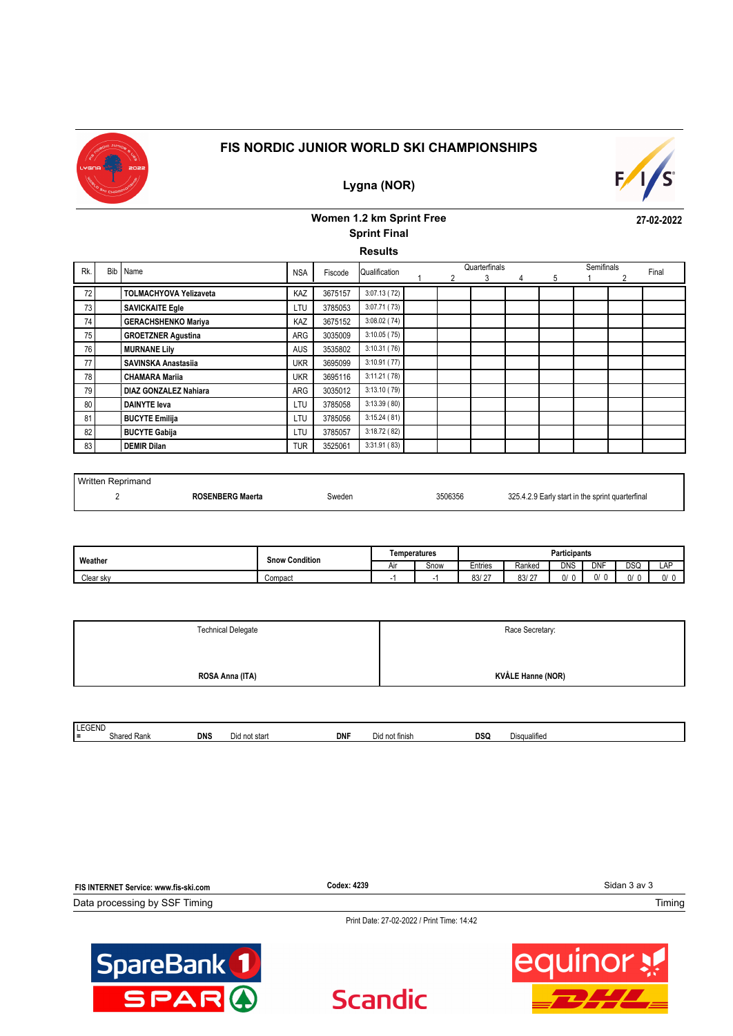# FIS NORDIC JUNIOR WORLD SKI CHAMPIONSHIPS

## Lygna (NOR)

### Women 1.2 km Sprint Free
### Sprint Final
### Results

27-02-2022

| Rk. | Bib | Name | NSA | Fiscode | Qualification | Quarterfinals 1 | 2 | 3 | 4 | 5 | Semifinals 1 | 2 | Final |
|---|---|---|---|---|---|---|---|---|---|---|---|---|---|
| 72 | | **TOLMACHYOVA Yelizaveta** | KAZ | 3675157 | 3:07.13 ( 72) | | | | | | | | |
| 73 | | **SAVICKAITE Egle** | LTU | 3785053 | 3:07.71 ( 73) | | | | | | | | |
| 74 | | **GERACHSHENKO Mariya** | KAZ | 3675152 | 3:08.02 ( 74) | | | | | | | | |
| 75 | | **GROETZNER Agustina** | ARG | 3035009 | 3:10.05 ( 75) | | | | | | | | |
| 76 | | **MURNANE Lily** | AUS | 3535802 | 3:10.31 ( 76) | | | | | | | | |
| 77 | | **SAVINSKA Anastasiia** | UKR | 3695099 | 3:10.91 ( 77) | | | | | | | | |
| 78 | | **CHAMARA Mariia** | UKR | 3695116 | 3:11.21 ( 78) | | | | | | | | |
| 79 | | **DIAZ GONZALEZ Nahiara** | ARG | 3035012 | 3:13.10 ( 79) | | | | | | | | |
| 80 | | **DAINYTE Ieva** | LTU | 3785058 | 3:13.39 ( 80) | | | | | | | | |
| 81 | | **BUCYTE Emilija** | LTU | 3785056 | 3:15.24 ( 81) | | | | | | | | |
| 82 | | **BUCYTE Gabija** | LTU | 3785057 | 3:18.72 ( 82) | | | | | | | | |
| 83 | | **DEMIR Dilan** | TUR | 3525061 | 3:31.91 ( 83) | | | | | | | | |

Written Reprimand

| | | | | |
|---|---|---|---|---|
| 2 | **ROSENBERG Maerta** | Sweden | 3506356 | 325.4.2.9 Early start in the sprint quarterfinal |

| Weather | Snow Condition | Temperatures | | Participants | | | | | |
|---|---|---|---|---|---|---|---|---|---|
| | | Air | Snow | Entries | Ranked | DNS | DNF | DSQ | LAP |
| Clear sky | Compact | -1 | -1 | 83/ 27 | 83/ 27 | 0/ 0 | 0/ 0 | 0/ 0 | 0/ 0 |

| Technical Delegate | Race Secretary: |
|---|---|
| **ROSA Anna (ITA)** | **KVÅLE Hanne (NOR)** |

LEGEND
**=** Shared Rank **DNS** Did not start **DNF** Did not finish **DSQ** Disqualified

**FIS INTERNET Service: www.fis-ski.com** **Codex: 4239**

Data processing by SSF Timing — Timing

Print Date: 27-02-2022 / Print Time: 14:42